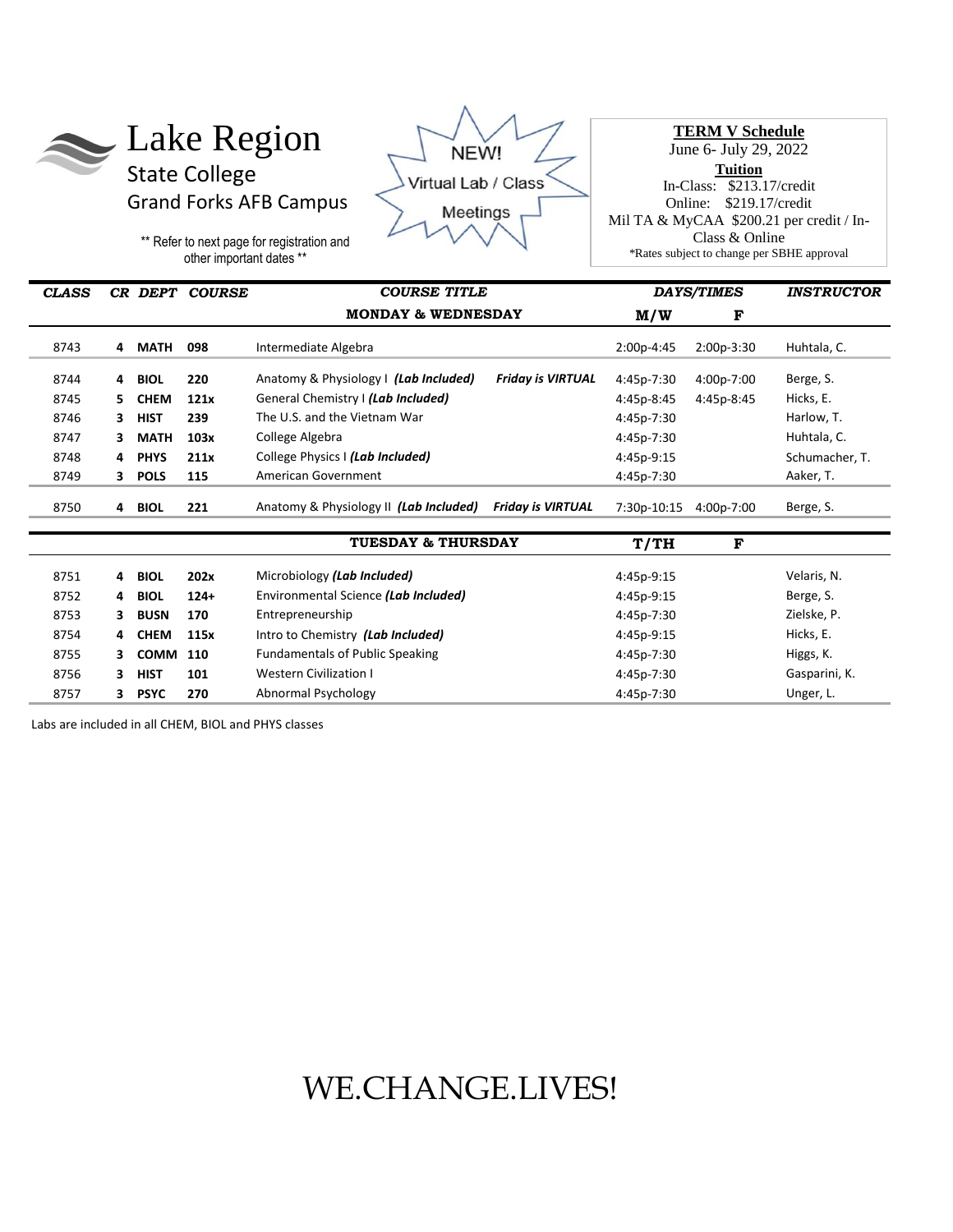# Lake Region

## State College

### Grand Forks AFB Campus

** Refer to next page for registration and other important dates **

NEW! Virtual Lab / Class Meetings

**TERM V Schedule**

June 6- July 29, 2022

**Tuition**

In-Class: $213.17/credit

Online: $219.17/credit

Mil TA & MyCAA $200.21 per credit / In-Class & Online

*Rates subject to change per SBHE approval

| CLASS | CR | DEPT | COURSE | COURSE TITLE | | DAYS/TIMES | | INSTRUCTOR |
|---|---|---|---|---|---|---|---|---|
| | | | | **MONDAY & WEDNESDAY** | | **M/W** | **F** | |
| 8743 | 4 | **MATH** | **098** | Intermediate Algebra | | 2:00p-4:45 | 2:00p-3:30 | Huhtala, C. |
| 8744 | 4 | **BIOL** | **220** | Anatomy & Physiology I ***(Lab Included)*** | ***Friday is VIRTUAL*** | 4:45p-7:30 | 4:00p-7:00 | Berge, S. |
| 8745 | 5 | **CHEM** | **121x** | General Chemistry I ***(Lab Included)*** | | 4:45p-8:45 | 4:45p-8:45 | Hicks, E. |
| 8746 | 3 | **HIST** | **239** | The U.S. and the Vietnam War | | 4:45p-7:30 | | Harlow, T. |
| 8747 | 3 | **MATH** | **103x** | College Algebra | | 4:45p-7:30 | | Huhtala, C. |
| 8748 | 4 | **PHYS** | **211x** | College Physics I ***(Lab Included)*** | | 4:45p-9:15 | | Schumacher, T. |
| 8749 | 3 | **POLS** | **115** | American Government | | 4:45p-7:30 | | Aaker, T. |
| 8750 | 4 | **BIOL** | **221** | Anatomy & Physiology II ***(Lab Included)*** | ***Friday is VIRTUAL*** | 7:30p-10:15 | 4:00p-7:00 | Berge, S. |
| | | | | **TUESDAY & THURSDAY** | | **T/TH** | **F** | |
| 8751 | 4 | **BIOL** | **202x** | Microbiology ***(Lab Included)*** | | 4:45p-9:15 | | Velaris, N. |
| 8752 | 4 | **BIOL** | **124+** | Environmental Science ***(Lab Included)*** | | 4:45p-9:15 | | Berge, S. |
| 8753 | 3 | **BUSN** | **170** | Entrepreneurship | | 4:45p-7:30 | | Zielske, P. |
| 8754 | 4 | **CHEM** | **115x** | Intro to Chemistry ***(Lab Included)*** | | 4:45p-9:15 | | Hicks, E. |
| 8755 | 3 | **COMM** | **110** | Fundamentals of Public Speaking | | 4:45p-7:30 | | Higgs, K. |
| 8756 | 3 | **HIST** | **101** | Western Civilization I | | 4:45p-7:30 | | Gasparini, K. |
| 8757 | 3 | **PSYC** | **270** | Abnormal Psychology | | 4:45p-7:30 | | Unger, L. |

Labs are included in all CHEM, BIOL and PHYS classes

WE.CHANGE.LIVES!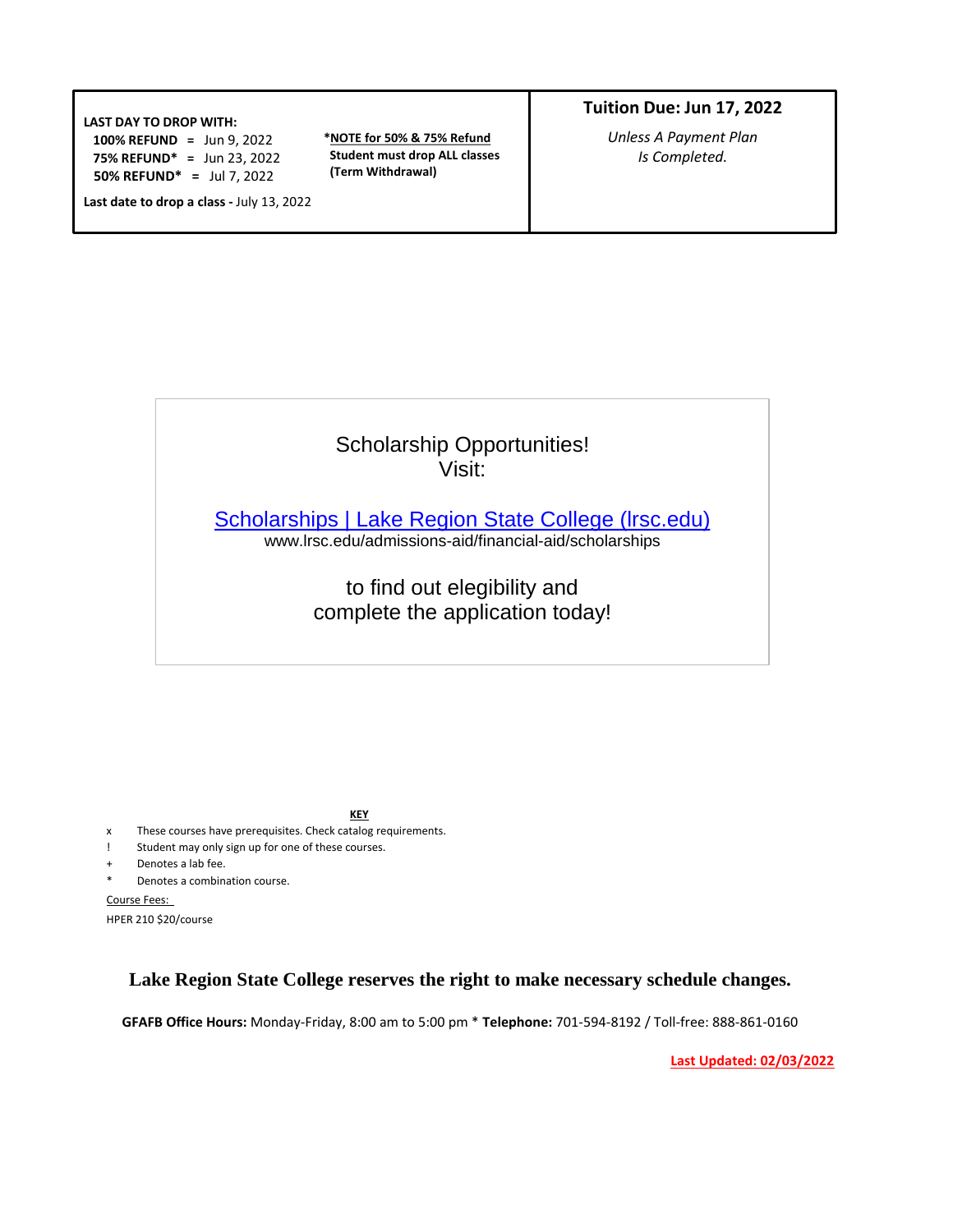| LAST DAY TO DROP WITH: | | Tuition Due: Jun 17, 2022 |
| --- | --- | --- |
| **100% REFUND** = Jun 9, 2022<br>**75% REFUND*** = Jun 23, 2022<br>**50% REFUND*** = Jul 7, 2022<br><br>**Last date to drop a class -** July 13, 2022 | ***NOTE for 50% & 75% Refund**<br>**Student must drop ALL classes (Term Withdrawal)** | *Unless A Payment Plan Is Completed.* |

Scholarship Opportunities!
Visit:

[Scholarships | Lake Region State College (lrsc.edu)](www.lrsc.edu/admissions-aid/financial-aid/scholarships)
www.lrsc.edu/admissions-aid/financial-aid/scholarships

to find out elegibility and
complete the application today!

**KEY**

x These courses have prerequisites. Check catalog requirements.
! Student may only sign up for one of these courses.
+ Denotes a lab fee.
* Denotes a combination course.

Course Fees:

HPER 210 $20/course

**Lake Region State College reserves the right to make necessary schedule changes.**

**GFAFB Office Hours:** Monday-Friday, 8:00 am to 5:00 pm * **Telephone:** 701-594-8192 / Toll-free: 888-861-0160

**Last Updated: 02/03/2022**